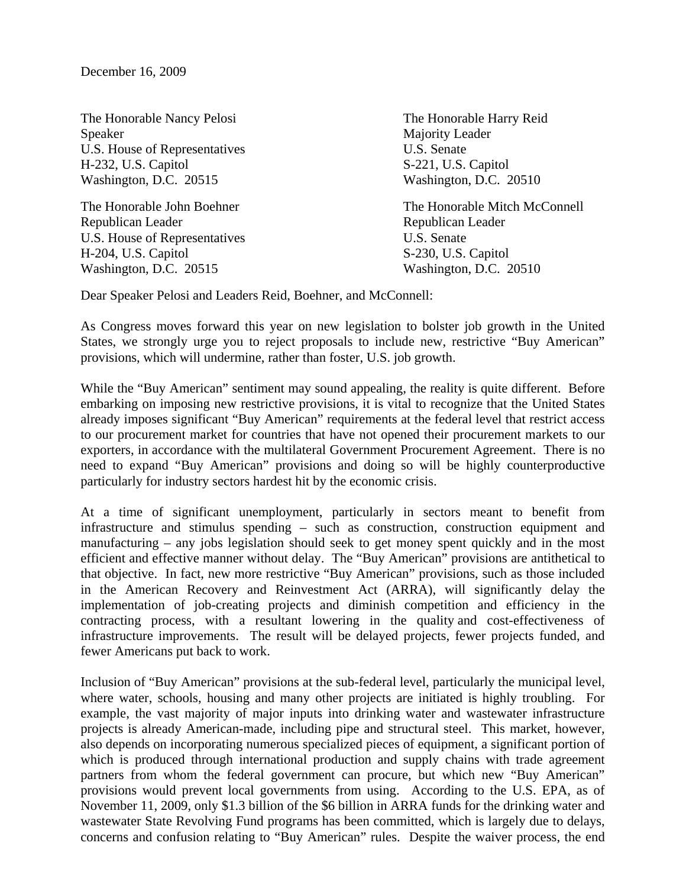December 16, 2009

The Honorable Nancy Pelosi
Speaker
U.S. House of Representatives
H-232, U.S. Capitol
Washington, D.C. 20515

The Honorable Harry Reid
Majority Leader
U.S. Senate
S-221, U.S. Capitol
Washington, D.C. 20510

The Honorable John Boehner
Republican Leader
U.S. House of Representatives
H-204, U.S. Capitol
Washington, D.C. 20515

The Honorable Mitch McConnell
Republican Leader
U.S. Senate
S-230, U.S. Capitol
Washington, D.C. 20510

Dear Speaker Pelosi and Leaders Reid, Boehner, and McConnell:

As Congress moves forward this year on new legislation to bolster job growth in the United States, we strongly urge you to reject proposals to include new, restrictive "Buy American" provisions, which will undermine, rather than foster, U.S. job growth.

While the "Buy American" sentiment may sound appealing, the reality is quite different. Before embarking on imposing new restrictive provisions, it is vital to recognize that the United States already imposes significant "Buy American" requirements at the federal level that restrict access to our procurement market for countries that have not opened their procurement markets to our exporters, in accordance with the multilateral Government Procurement Agreement. There is no need to expand "Buy American" provisions and doing so will be highly counterproductive particularly for industry sectors hardest hit by the economic crisis.

At a time of significant unemployment, particularly in sectors meant to benefit from infrastructure and stimulus spending – such as construction, construction equipment and manufacturing – any jobs legislation should seek to get money spent quickly and in the most efficient and effective manner without delay. The "Buy American" provisions are antithetical to that objective. In fact, new more restrictive "Buy American" provisions, such as those included in the American Recovery and Reinvestment Act (ARRA), will significantly delay the implementation of job-creating projects and diminish competition and efficiency in the contracting process, with a resultant lowering in the quality and cost-effectiveness of infrastructure improvements. The result will be delayed projects, fewer projects funded, and fewer Americans put back to work.

Inclusion of "Buy American" provisions at the sub-federal level, particularly the municipal level, where water, schools, housing and many other projects are initiated is highly troubling. For example, the vast majority of major inputs into drinking water and wastewater infrastructure projects is already American-made, including pipe and structural steel. This market, however, also depends on incorporating numerous specialized pieces of equipment, a significant portion of which is produced through international production and supply chains with trade agreement partners from whom the federal government can procure, but which new "Buy American" provisions would prevent local governments from using. According to the U.S. EPA, as of November 11, 2009, only $1.3 billion of the $6 billion in ARRA funds for the drinking water and wastewater State Revolving Fund programs has been committed, which is largely due to delays, concerns and confusion relating to "Buy American" rules. Despite the waiver process, the end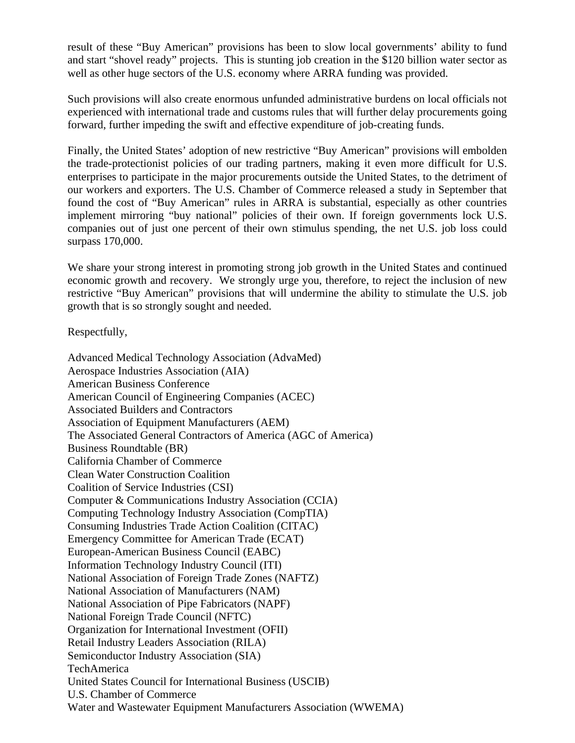result of these "Buy American" provisions has been to slow local governments' ability to fund and start "shovel ready" projects. This is stunting job creation in the $120 billion water sector as well as other huge sectors of the U.S. economy where ARRA funding was provided.

Such provisions will also create enormous unfunded administrative burdens on local officials not experienced with international trade and customs rules that will further delay procurements going forward, further impeding the swift and effective expenditure of job-creating funds.

Finally, the United States' adoption of new restrictive "Buy American" provisions will embolden the trade-protectionist policies of our trading partners, making it even more difficult for U.S. enterprises to participate in the major procurements outside the United States, to the detriment of our workers and exporters. The U.S. Chamber of Commerce released a study in September that found the cost of "Buy American" rules in ARRA is substantial, especially as other countries implement mirroring "buy national" policies of their own. If foreign governments lock U.S. companies out of just one percent of their own stimulus spending, the net U.S. job loss could surpass 170,000.

We share your strong interest in promoting strong job growth in the United States and continued economic growth and recovery. We strongly urge you, therefore, to reject the inclusion of new restrictive "Buy American" provisions that will undermine the ability to stimulate the U.S. job growth that is so strongly sought and needed.

Respectfully,

Advanced Medical Technology Association (AdvaMed)
Aerospace Industries Association (AIA)
American Business Conference
American Council of Engineering Companies (ACEC)
Associated Builders and Contractors
Association of Equipment Manufacturers (AEM)
The Associated General Contractors of America (AGC of America)
Business Roundtable (BR)
California Chamber of Commerce
Clean Water Construction Coalition
Coalition of Service Industries (CSI)
Computer & Communications Industry Association (CCIA)
Computing Technology Industry Association (CompTIA)
Consuming Industries Trade Action Coalition (CITAC)
Emergency Committee for American Trade (ECAT)
European-American Business Council (EABC)
Information Technology Industry Council (ITI)
National Association of Foreign Trade Zones (NAFTZ)
National Association of Manufacturers (NAM)
National Association of Pipe Fabricators (NAPF)
National Foreign Trade Council (NFTC)
Organization for International Investment (OFII)
Retail Industry Leaders Association (RILA)
Semiconductor Industry Association (SIA)
TechAmerica
United States Council for International Business (USCIB)
U.S. Chamber of Commerce
Water and Wastewater Equipment Manufacturers Association (WWEMA)